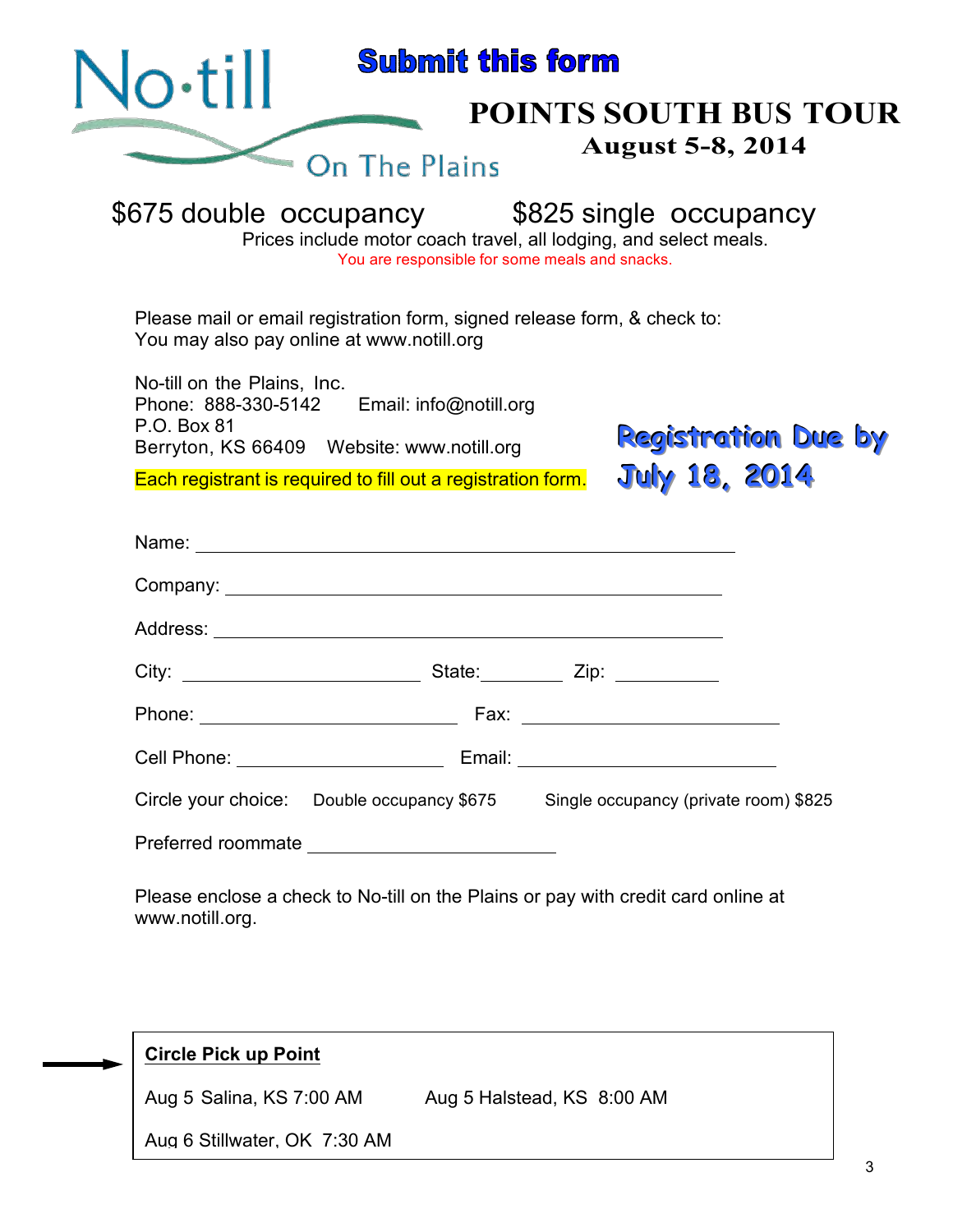No·till On The Plains

**Submit this form**

# POINTS SOUTH BUS TOUR

### August 5-8, 2014

## $675 double occupancy    $825 single occupancy

Prices include motor coach travel, all lodging, and select meals.
You are responsible for some meals and snacks.

Please mail or email registration form, signed release form, & check to:
You may also pay online at www.notill.org

No-till on the Plains, Inc.
Phone: 888-330-5142    Email: info@notill.org
P.O. Box 81
Berryton, KS 66409    Website: www.notill.org

**Each registrant is required to fill out a registration form.**

**Registration Due by July 18, 2014**

Name: ______________________________________________

Company: ___________________________________________

Address: ____________________________________________

City: ____________________ State:________ Zip: __________

Phone: ______________________ Fax: _______________________

Cell Phone: ___________________ Email: _____________________

Circle your choice: Double occupancy $675    Single occupancy (private room) $825

Preferred roommate ______________________

Please enclose a check to No-till on the Plains or pay with credit card online at www.notill.org.

**Circle Pick up Point**

Aug 5 Salina, KS 7:00 AM    Aug 5 Halstead, KS 8:00 AM

Aug 6 Stillwater, OK 7:30 AM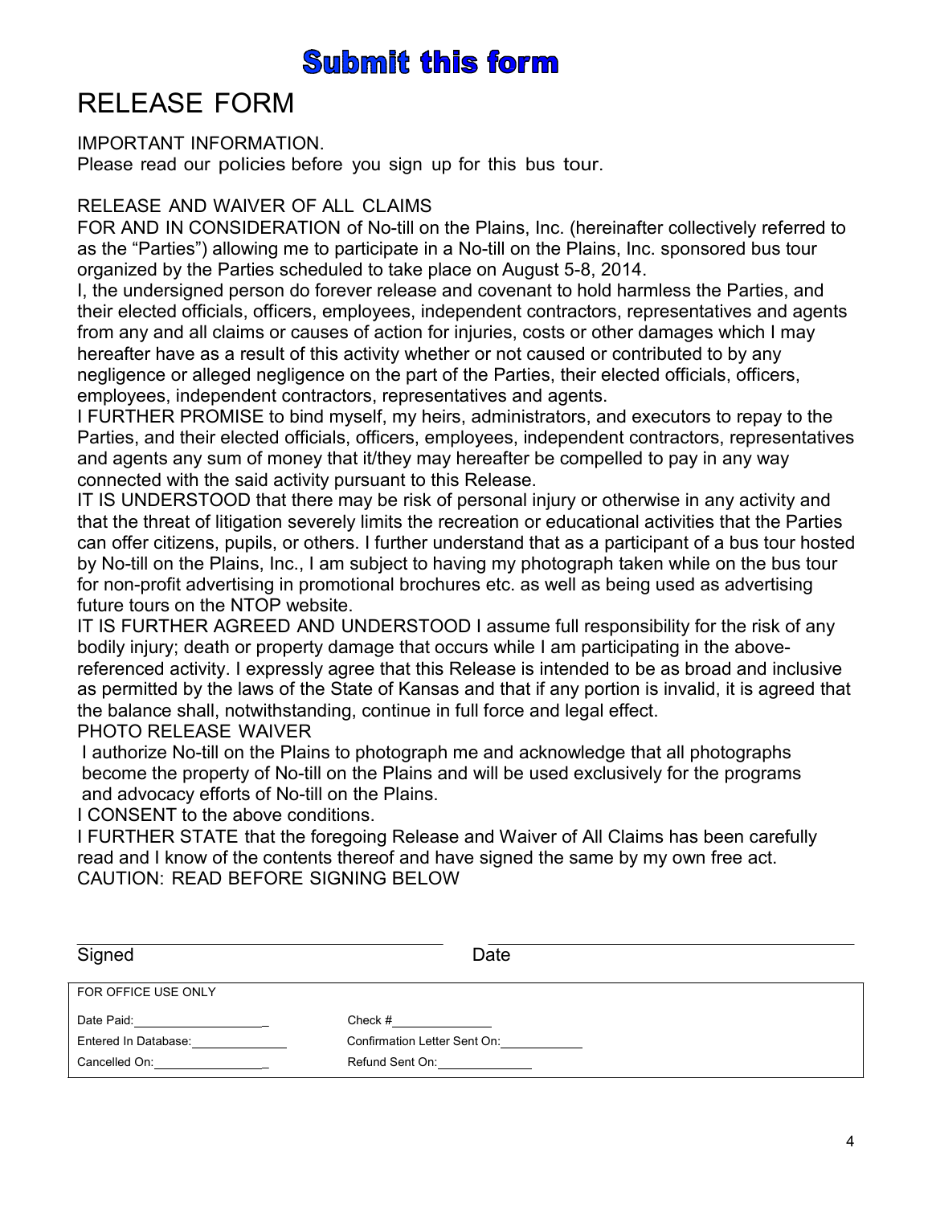# Submit this form

# RELEASE FORM

IMPORTANT INFORMATION.
Please read our policies before you sign up for this bus tour.

RELEASE AND WAIVER OF ALL CLAIMS

FOR AND IN CONSIDERATION of No-till on the Plains, Inc. (hereinafter collectively referred to as the "Parties") allowing me to participate in a No-till on the Plains, Inc. sponsored bus tour organized by the Parties scheduled to take place on August 5-8, 2014.

I, the undersigned person do forever release and covenant to hold harmless the Parties, and their elected officials, officers, employees, independent contractors, representatives and agents from any and all claims or causes of action for injuries, costs or other damages which I may hereafter have as a result of this activity whether or not caused or contributed to by any negligence or alleged negligence on the part of the Parties, their elected officials, officers, employees, independent contractors, representatives and agents.

I FURTHER PROMISE to bind myself, my heirs, administrators, and executors to repay to the Parties, and their elected officials, officers, employees, independent contractors, representatives and agents any sum of money that it/they may hereafter be compelled to pay in any way connected with the said activity pursuant to this Release.

IT IS UNDERSTOOD that there may be risk of personal injury or otherwise in any activity and that the threat of litigation severely limits the recreation or educational activities that the Parties can offer citizens, pupils, or others. I further understand that as a participant of a bus tour hosted by No-till on the Plains, Inc., I am subject to having my photograph taken while on the bus tour for non-profit advertising in promotional brochures etc. as well as being used as advertising future tours on the NTOP website.

IT IS FURTHER AGREED AND UNDERSTOOD I assume full responsibility for the risk of any bodily injury; death or property damage that occurs while I am participating in the above-referenced activity. I expressly agree that this Release is intended to be as broad and inclusive as permitted by the laws of the State of Kansas and that if any portion is invalid, it is agreed that the balance shall, notwithstanding, continue in full force and legal effect.

PHOTO RELEASE WAIVER

I authorize No-till on the Plains to photograph me and acknowledge that all photographs become the property of No-till on the Plains and will be used exclusively for the programs and advocacy efforts of No-till on the Plains.

I CONSENT to the above conditions.

I FURTHER STATE that the foregoing Release and Waiver of All Claims has been carefully read and I know of the contents thereof and have signed the same by my own free act.

CAUTION: READ BEFORE SIGNING BELOW

Signed ______________________ Date ______________________

| FOR OFFICE USE ONLY | |
|---|---|
| Date Paid: ____________ | Check # ____________ |
| Entered In Database: ____________ | Confirmation Letter Sent On: ____________ |
| Cancelled On: ____________ | Refund Sent On: ____________ |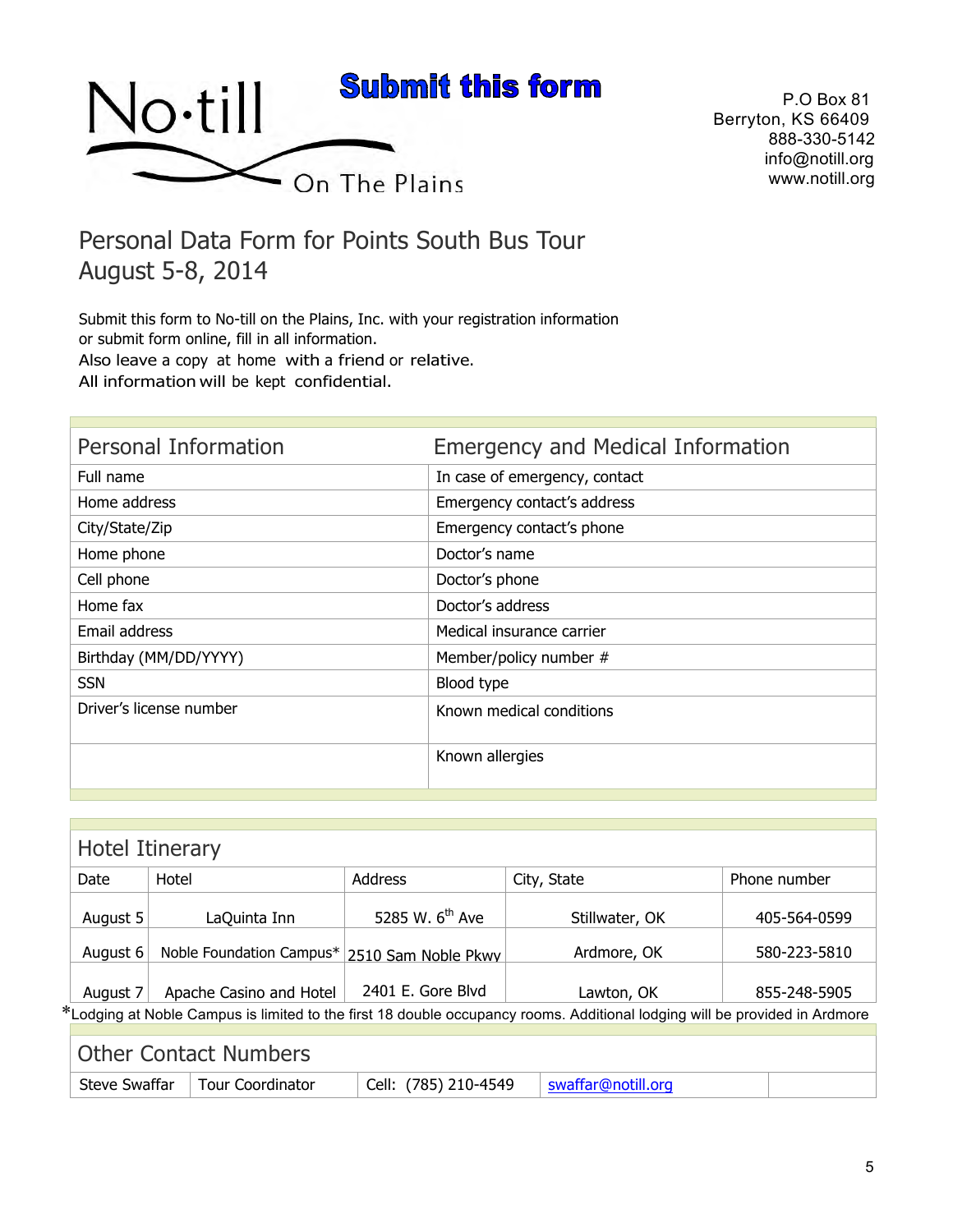No·till On The Plains

**Submit this form**

P.O Box 81
Berryton, KS 66409
888-330-5142
info@notill.org
www.notill.org

# Personal Data Form for Points South Bus Tour
# August 5-8, 2014

Submit this form to No-till on the Plains, Inc. with your registration information or submit form online, fill in all information.
Also leave a copy at home with a friend or relative.
All information will be kept confidential.

| Personal Information | Emergency and Medical Information |
|---|---|
| Full name | In case of emergency, contact |
| Home address | Emergency contact's address |
| City/State/Zip | Emergency contact's phone |
| Home phone | Doctor's name |
| Cell phone | Doctor's phone |
| Home fax | Doctor's address |
| Email address | Medical insurance carrier |
| Birthday (MM/DD/YYYY) | Member/policy number # |
| SSN | Blood type |
| Driver's license number | Known medical conditions |
| | Known allergies |

## Hotel Itinerary

| Date | Hotel | Address | City, State | Phone number |
|---|---|---|---|---|
| August 5 | LaQuinta Inn | 5285 W. 6th Ave | Stillwater, OK | 405-564-0599 |
| August 6 | Noble Foundation Campus* | 2510 Sam Noble Pkwy | Ardmore, OK | 580-223-5810 |
| August 7 | Apache Casino and Hotel | 2401 E. Gore Blvd | Lawton, OK | 855-248-5905 |

*Lodging at Noble Campus is limited to the first 18 double occupancy rooms. Additional lodging will be provided in Ardmore

## Other Contact Numbers

| | | | | |
|---|---|---|---|---|
| Steve Swaffar | Tour Coordinator | Cell: (785) 210-4549 | swaffar@notill.org | |